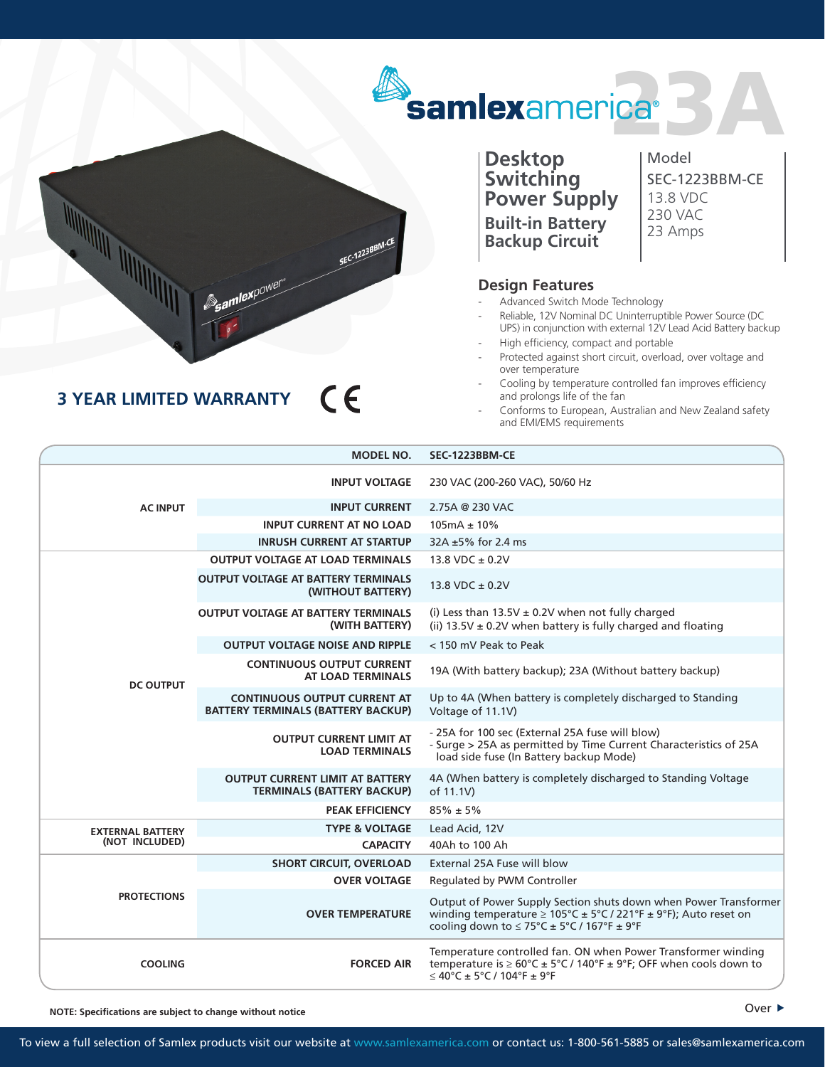# samlexamerica® 23A

**3 YEAR LIMITED WARRANTY** CE

## Desktop Switching Power Supply

### Built-in Battery Backup Circuit

Model
SEC-1223BBM-CE
13.8 VDC
230 VAC
23 Amps

## Design Features

- Advanced Switch Mode Technology
- Reliable, 12V Nominal DC Uninterruptible Power Source (DC UPS) in conjunction with external 12V Lead Acid Battery backup
- High efficiency, compact and portable
- Protected against short circuit, overload, over voltage and over temperature
- Cooling by temperature controlled fan improves efficiency and prolongs life of the fan
- Conforms to European, Australian and New Zealand safety and EMI/EMS requirements

| | MODEL NO. | SEC-1223BBM-CE |
|---|---|---|
| AC INPUT | INPUT VOLTAGE | 230 VAC (200-260 VAC), 50/60 Hz |
| | INPUT CURRENT | 2.75A @ 230 VAC |
| | INPUT CURRENT AT NO LOAD | 105mA ± 10% |
| | INRUSH CURRENT AT STARTUP | 32A ±5% for 2.4 ms |
| DC OUTPUT | OUTPUT VOLTAGE AT LOAD TERMINALS | 13.8 VDC ± 0.2V |
| | OUTPUT VOLTAGE AT BATTERY TERMINALS (WITHOUT BATTERY) | 13.8 VDC ± 0.2V |
| | OUTPUT VOLTAGE AT BATTERY TERMINALS (WITH BATTERY) | (i) Less than 13.5V ± 0.2V when not fully charged<br>(ii) 13.5V ± 0.2V when battery is fully charged and floating |
| | OUTPUT VOLTAGE NOISE AND RIPPLE | < 150 mV Peak to Peak |
| | CONTINUOUS OUTPUT CURRENT AT LOAD TERMINALS | 19A (With battery backup); 23A (Without battery backup) |
| | CONTINUOUS OUTPUT CURRENT AT BATTERY TERMINALS (BATTERY BACKUP) | Up to 4A (When battery is completely discharged to Standing Voltage of 11.1V) |
| | OUTPUT CURRENT LIMIT AT LOAD TERMINALS | - 25A for 100 sec (External 25A fuse will blow)<br>- Surge > 25A as permitted by Time Current Characteristics of 25A load side fuse (In Battery backup Mode) |
| | OUTPUT CURRENT LIMIT AT BATTERY TERMINALS (BATTERY BACKUP) | 4A (When battery is completely discharged to Standing Voltage of 11.1V) |
| | PEAK EFFICIENCY | 85% ± 5% |
| EXTERNAL BATTERY (NOT INCLUDED) | TYPE & VOLTAGE | Lead Acid, 12V |
| | CAPACITY | 40Ah to 100 Ah |
| PROTECTIONS | SHORT CIRCUIT, OVERLOAD | External 25A Fuse will blow |
| | OVER VOLTAGE | Regulated by PWM Controller |
| | OVER TEMPERATURE | Output of Power Supply Section shuts down when Power Transformer winding temperature ≥ 105°C ± 5°C / 221°F ± 9°F); Auto reset on cooling down to ≤ 75°C ± 5°C / 167°F ± 9°F |
| COOLING | FORCED AIR | Temperature controlled fan. ON when Power Transformer winding temperature is ≥ 60°C ± 5°C / 140°F ± 9°F; OFF when cools down to ≤ 40°C ± 5°C / 104°F ± 9°F |

**NOTE: Specifications are subject to change without notice**

Over ▶

To view a full selection of Samlex products visit our website at www.samlexamerica.com or contact us: 1-800-561-5885 or sales@samlexamerica.com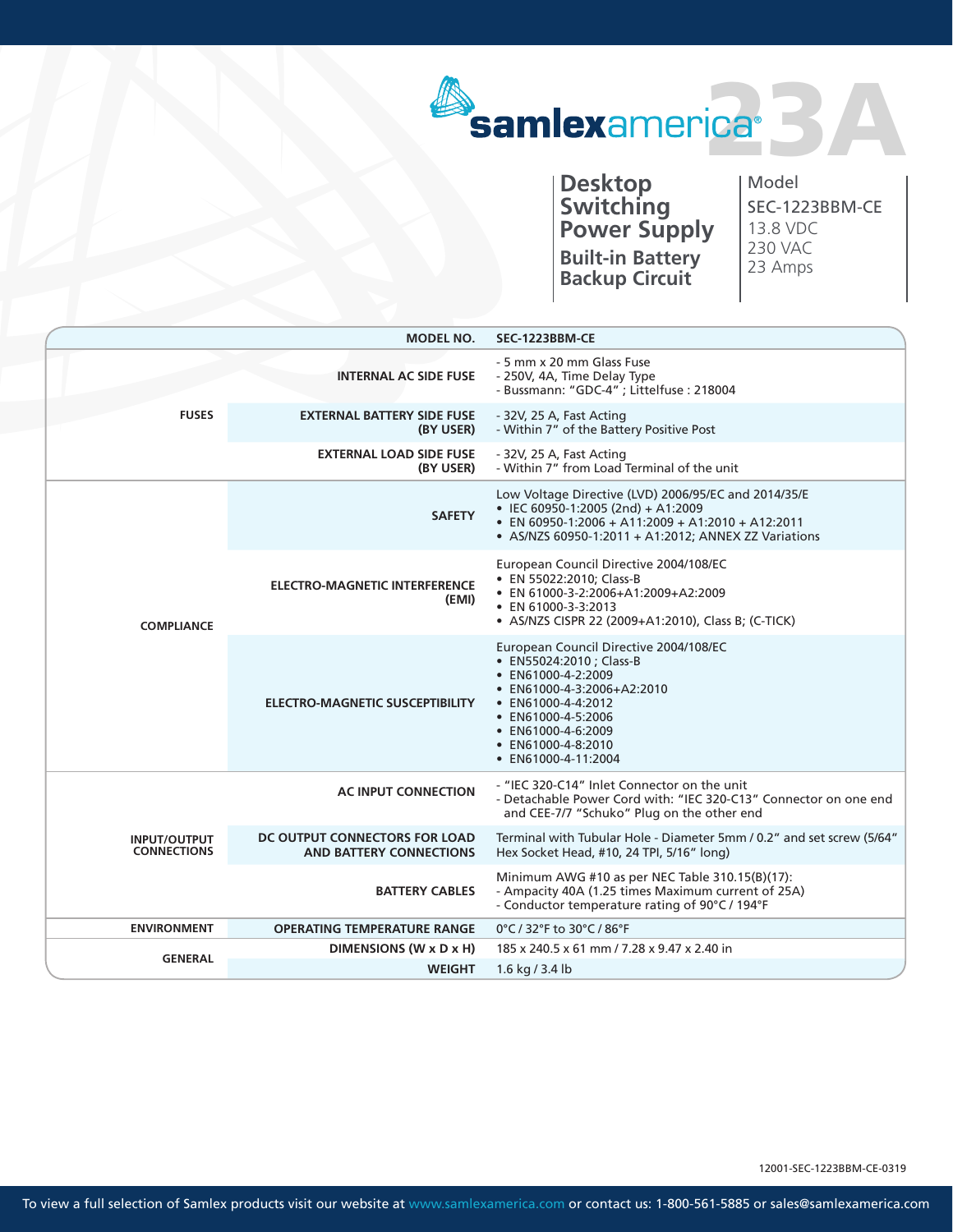# samlexamerica

## Desktop Switching Power Supply

### Built-in Battery Backup Circuit

Model
SEC-1223BBM-CE
13.8 VDC
230 VAC
23 Amps

| | MODEL NO. | SEC-1223BBM-CE |
|---|---|---|
| FUSES | INTERNAL AC SIDE FUSE | - 5 mm x 20 mm Glass Fuse<br>- 250V, 4A, Time Delay Type<br>- Bussmann: "GDC-4" ; Littelfuse : 218004 |
| | EXTERNAL BATTERY SIDE FUSE (BY USER) | - 32V, 25 A, Fast Acting<br>- Within 7" of the Battery Positive Post |
| | EXTERNAL LOAD SIDE FUSE (BY USER) | - 32V, 25 A, Fast Acting<br>- Within 7" from Load Terminal of the unit |
| COMPLIANCE | SAFETY | Low Voltage Directive (LVD) 2006/95/EC and 2014/35/E<br>• IEC 60950-1:2005 (2nd) + A1:2009<br>• EN 60950-1:2006 + A11:2009 + A1:2010 + A12:2011<br>• AS/NZS 60950-1:2011 + A1:2012; ANNEX ZZ Variations |
| | ELECTRO-MAGNETIC INTERFERENCE (EMI) | European Council Directive 2004/108/EC<br>• EN 55022:2010; Class-B<br>• EN 61000-3-2:2006+A1:2009+A2:2009<br>• EN 61000-3-3:2013<br>• AS/NZS CISPR 22 (2009+A1:2010), Class B; (C-TICK) |
| | ELECTRO-MAGNETIC SUSCEPTIBILITY | European Council Directive 2004/108/EC<br>• EN55024:2010 ; Class-B<br>• EN61000-4-2:2009<br>• EN61000-4-3:2006+A2:2010<br>• EN61000-4-4:2012<br>• EN61000-4-5:2006<br>• EN61000-4-6:2009<br>• EN61000-4-8:2010<br>• EN61000-4-11:2004 |
| INPUT/OUTPUT CONNECTIONS | AC INPUT CONNECTION | - "IEC 320-C14" Inlet Connector on the unit<br>- Detachable Power Cord with: "IEC 320-C13" Connector on one end and CEE-7/7 "Schuko" Plug on the other end |
| | DC OUTPUT CONNECTORS FOR LOAD AND BATTERY CONNECTIONS | Terminal with Tubular Hole - Diameter 5mm / 0.2" and set screw (5/64" Hex Socket Head, #10, 24 TPI, 5/16" long) |
| | BATTERY CABLES | Minimum AWG #10 as per NEC Table 310.15(B)(17):<br>- Ampacity 40A (1.25 times Maximum current of 25A)<br>- Conductor temperature rating of 90°C / 194°F |
| ENVIRONMENT | OPERATING TEMPERATURE RANGE | 0°C / 32°F to 30°C / 86°F |
| GENERAL | DIMENSIONS (W x D x H) | 185 x 240.5 x 61 mm / 7.28 x 9.47 x 2.40 in |
| | WEIGHT | 1.6 kg / 3.4 lb |

12001-SEC-1223BBM-CE-0319

To view a full selection of Samlex products visit our website at www.samlexamerica.com or contact us: 1-800-561-5885 or sales@samlexamerica.com